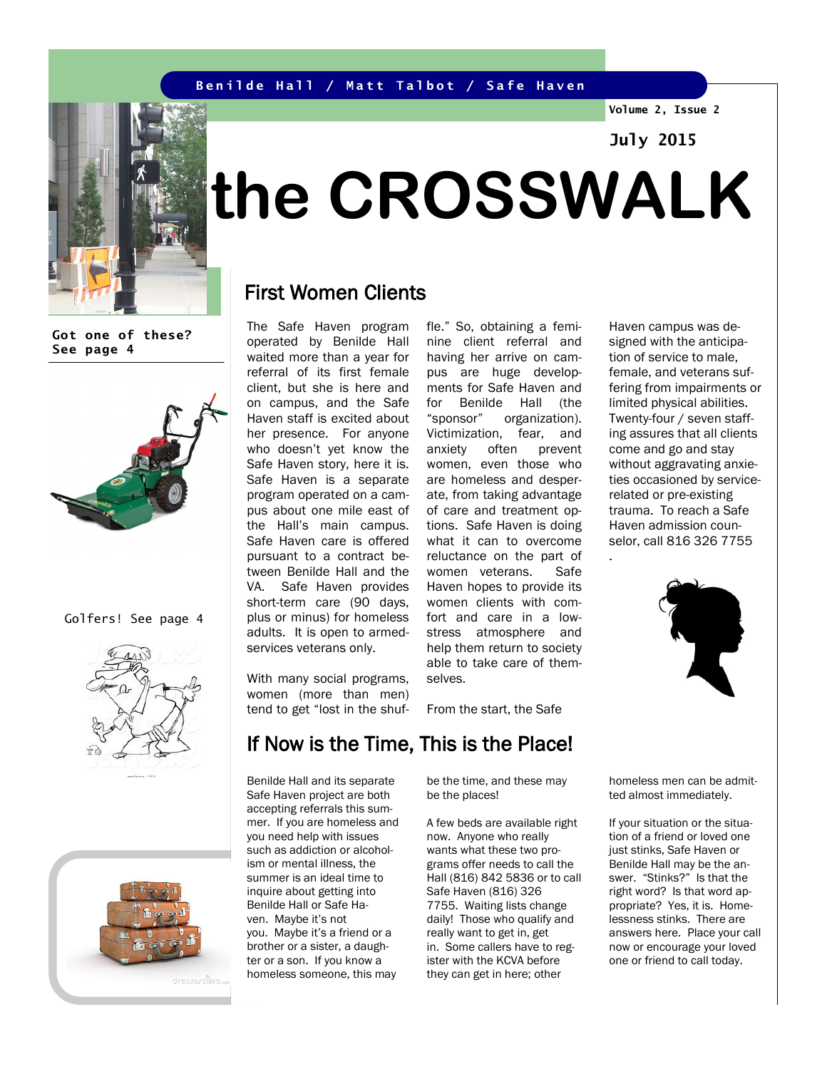Benilde Hall / Matt Talbot / Safe Haven

Volume 2, Issue 2

July 2015

# the CROSSWALK

Got one of these? See page 4

Golfers! See page 4

## First Women Clients

The Safe Haven program operated by Benilde Hall waited more than a year for referral of its first female client, but she is here and on campus, and the Safe Haven staff is excited about her presence. For anyone who doesn't yet know the Safe Haven story, here it is. Safe Haven is a separate program operated on a campus about one mile east of the Hall's main campus. Safe Haven care is offered pursuant to a contract between Benilde Hall and the VA. Safe Haven provides short-term care (90 days, plus or minus) for homeless adults. It is open to armed-services veterans only.

With many social programs, women (more than men) tend to get "lost in the shuffle." So, obtaining a feminine client referral and having her arrive on campus are huge developments for Safe Haven and for Benilde Hall (the "sponsor" organization). Victimization, fear, and anxiety often prevent women, even those who are homeless and desperate, from taking advantage of care and treatment options. Safe Haven is doing what it can to overcome reluctance on the part of women veterans. Safe Haven hopes to provide its women clients with comfort and care in a low-stress atmosphere and help them return to society able to take care of themselves.

From the start, the Safe Haven campus was designed with the anticipation of service to male, female, and veterans suffering from impairments or limited physical abilities. Twenty-four / seven staffing assures that all clients come and go and stay without aggravating anxieties occasioned by service-related or pre-existing trauma. To reach a Safe Haven admission counselor, call 816 326 7755 .

## If Now is the Time, This is the Place!

Benilde Hall and its separate Safe Haven project are both accepting referrals this summer. If you are homeless and you need help with issues such as addiction or alcoholism or mental illness, the summer is an ideal time to inquire about getting into Benilde Hall or Safe Haven. Maybe it's not you. Maybe it's a friend or a brother or a sister, a daughter or a son. If you know a homeless someone, this may be the time, and these may be the places!

A few beds are available right now. Anyone who really wants what these two programs offer needs to call the Hall (816) 842 5836 or to call Safe Haven (816) 326 7755. Waiting lists change daily! Those who qualify and really want to get in, get in. Some callers have to register with the KCVA before they can get in here; other homeless men can be admitted almost immediately.

If your situation or the situation of a friend or loved one just stinks, Safe Haven or Benilde Hall may be the answer. "Stinks?" Is that the right word? Is that word appropriate? Yes, it is. Homelessness stinks. There are answers here. Place your call now or encourage your loved one or friend to call today.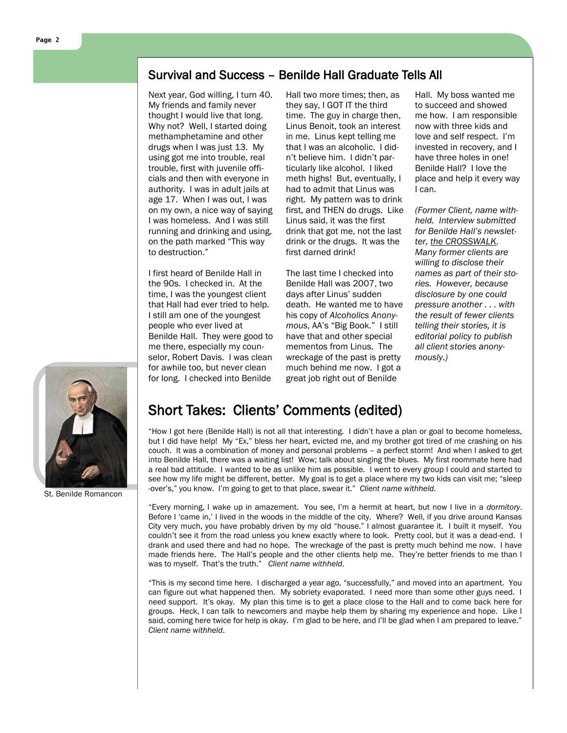## Survival and Success – Benilde Hall Graduate Tells All

Next year, God willing, I turn 40. My friends and family never thought I would live that long. Why not? Well, I started doing methamphetamine and other drugs when I was just 13. My using got me into trouble, real trouble, first with juvenile officials and then with everyone in authority. I was in adult jails at age 17. When I was out, I was on my own, a nice way of saying I was homeless. And I was still running and drinking and using, on the path marked "This way to destruction."

I first heard of Benilde Hall in the 90s. I checked in. At the time, I was the youngest client that Hall had ever tried to help. I still am one of the youngest people who ever lived at Benilde Hall. They were good to me there, especially my counselor, Robert Davis. I was clean for awhile too, but never clean for long. I checked into Benilde Hall two more times; then, as they say, I GOT IT the third time. The guy in charge then, Linus Benoit, took an interest in me. Linus kept telling me that I was an alcoholic. I didn't believe him. I didn't particularly like alcohol. I liked meth highs! But, eventually, I had to admit that Linus was right. My pattern was to drink first, and THEN do drugs. Like Linus said, it was the first drink that got me, not the last drink or the drugs. It was the first darned drink!

The last time I checked into Benilde Hall was 2007, two days after Linus' sudden death. He wanted me to have his copy of *Alcoholics Anonymous*, AA's "Big Book." I still have that and other special mementos from Linus. The wreckage of the past is pretty much behind me now. I got a great job right out of Benilde Hall. My boss wanted me to succeed and showed me how. I am responsible now with three kids and love and self respect. I'm invested in recovery, and I have three holes in one! Benilde Hall? I love the place and help it every way I can.

*(Former Client, name withheld. Interview submitted for Benilde Hall's newsletter, the CROSSWALK. Many former clients are willing to disclose their names as part of their stories. However, because disclosure by one could pressure another . . . with the result of fewer clients telling their stories, it is editorial policy to publish all client stories anonymously.)*

St. Benilde Romancon

## Short Takes: Clients' Comments (edited)

"How I got here (Benilde Hall) is not all that interesting. I didn't have a plan or goal to become homeless, but I did have help! My "Ex," bless her heart, evicted me, and my brother got tired of me crashing on his couch. It was a combination of money and personal problems – a perfect storm! And when I asked to get into Benilde Hall, there was a waiting list! Wow; talk about singing the blues. My first roommate here had a real bad attitude. I wanted to be as unlike him as possible. I went to every group I could and started to see how my life might be different, better. My goal is to get a place where my two kids can visit me; "sleep-over's," you know. I'm going to get to that place, swear it." *Client name withheld.*

"Every morning, I wake up in amazement. You see, I'm a hermit at heart, but now I live in a *dormitory*. Before I 'came in,' I lived in the woods in the middle of the city. Where? Well, if you drive around Kansas City very much, you have probably driven by my old "house." I almost guarantee it. I built it myself. You couldn't see it from the road unless you knew exactly where to look. Pretty cool, but it was a dead-end. I drank and used there and had no hope. The wreckage of the past is pretty much behind me now. I have made friends here. The Hall's people and the other clients help me. They're better friends to me than I was to myself. That's the truth." *Client name withheld.*

"This is my second time here. I discharged a year ago, "successfully," and moved into an apartment. You can figure out what happened then. My sobriety evaporated. I need more than some other guys need. I need support. It's okay. My plan this time is to get a place close to the Hall and to come back here for groups. Heck, I can talk to newcomers and maybe help them by sharing my experience and hope. Like I said, coming here twice for help is okay. I'm glad to be here, and I'll be glad when I am prepared to leave." *Client name withheld.*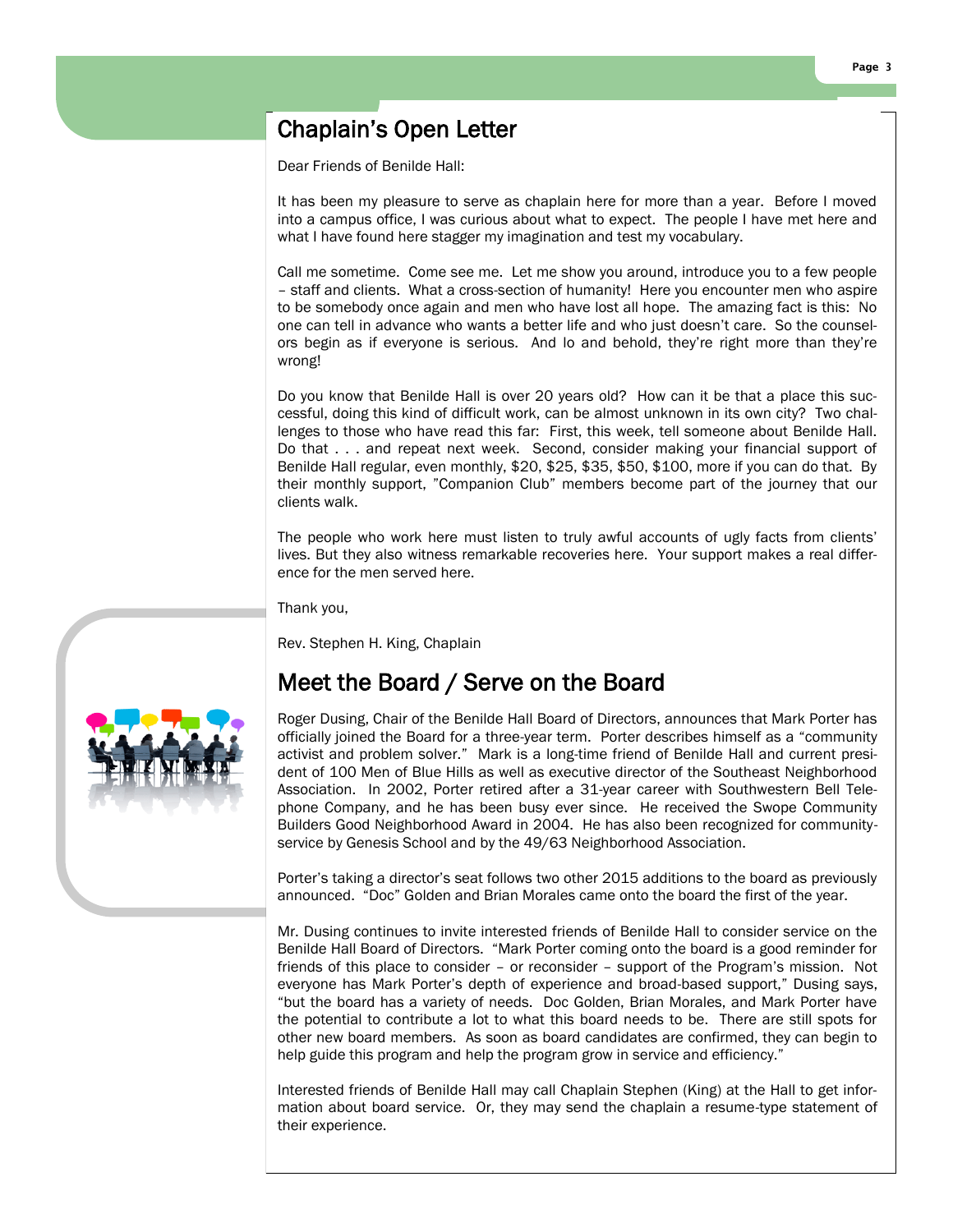## Chaplain's Open Letter

Dear Friends of Benilde Hall:

It has been my pleasure to serve as chaplain here for more than a year. Before I moved into a campus office, I was curious about what to expect. The people I have met here and what I have found here stagger my imagination and test my vocabulary.

Call me sometime. Come see me. Let me show you around, introduce you to a few people – staff and clients. What a cross-section of humanity! Here you encounter men who aspire to be somebody once again and men who have lost all hope. The amazing fact is this: No one can tell in advance who wants a better life and who just doesn't care. So the counselors begin as if everyone is serious. And lo and behold, they're right more than they're wrong!

Do you know that Benilde Hall is over 20 years old? How can it be that a place this successful, doing this kind of difficult work, can be almost unknown in its own city? Two challenges to those who have read this far: First, this week, tell someone about Benilde Hall. Do that . . . and repeat next week. Second, consider making your financial support of Benilde Hall regular, even monthly, $20, $25, $35, $50, $100, more if you can do that. By their monthly support, "Companion Club" members become part of the journey that our clients walk.

The people who work here must listen to truly awful accounts of ugly facts from clients' lives. But they also witness remarkable recoveries here. Your support makes a real difference for the men served here.

Thank you,

Rev. Stephen H. King, Chaplain

## Meet the Board / Serve on the Board

Roger Dusing, Chair of the Benilde Hall Board of Directors, announces that Mark Porter has officially joined the Board for a three-year term. Porter describes himself as a "community activist and problem solver." Mark is a long-time friend of Benilde Hall and current president of 100 Men of Blue Hills as well as executive director of the Southeast Neighborhood Association. In 2002, Porter retired after a 31-year career with Southwestern Bell Telephone Company, and he has been busy ever since. He received the Swope Community Builders Good Neighborhood Award in 2004. He has also been recognized for community-service by Genesis School and by the 49/63 Neighborhood Association.

Porter's taking a director's seat follows two other 2015 additions to the board as previously announced. "Doc" Golden and Brian Morales came onto the board the first of the year.

Mr. Dusing continues to invite interested friends of Benilde Hall to consider service on the Benilde Hall Board of Directors. "Mark Porter coming onto the board is a good reminder for friends of this place to consider – or reconsider – support of the Program's mission. Not everyone has Mark Porter's depth of experience and broad-based support," Dusing says, "but the board has a variety of needs. Doc Golden, Brian Morales, and Mark Porter have the potential to contribute a lot to what this board needs to be. There are still spots for other new board members. As soon as board candidates are confirmed, they can begin to help guide this program and help the program grow in service and efficiency."

Interested friends of Benilde Hall may call Chaplain Stephen (King) at the Hall to get information about board service. Or, they may send the chaplain a resume-type statement of their experience.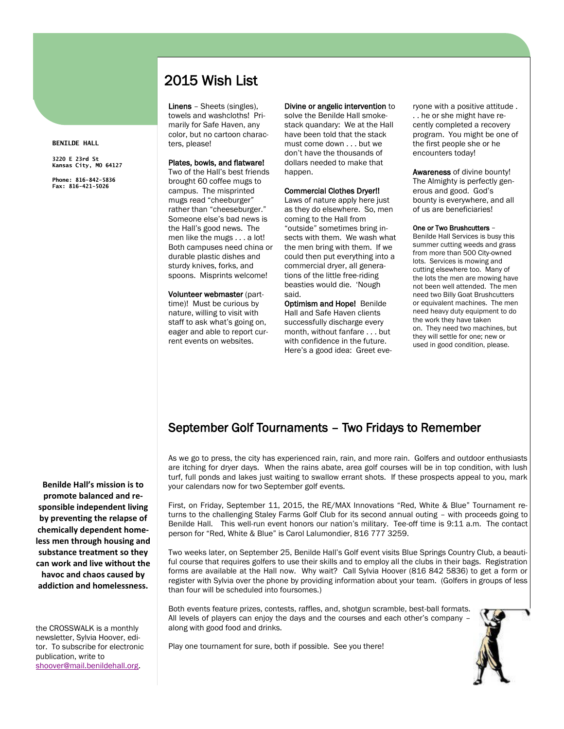**BENILDE HALL**

3220 E 23rd St
Kansas City, MO 64127

Phone: 816-842-5836
Fax: 816-421-5026

## 2015 Wish List

**Linens** – Sheets (singles), towels and washcloths! Primarily for Safe Haven, any color, but no cartoon characters, please!

**Plates, bowls, and flatware!** Two of the Hall's best friends brought 60 coffee mugs to campus. The misprinted mugs read "cheeburger" rather than "cheeseburger." Someone else's bad news is the Hall's good news. The men like the mugs . . . a lot! Both campuses need china or durable plastic dishes and sturdy knives, forks, and spoons. Misprints welcome!

**Volunteer webmaster** (part-time)! Must be curious by nature, willing to visit with staff to ask what's going on, eager and able to report current events on websites.

**Divine or angelic intervention** to solve the Benilde Hall smoke-stack quandary: We at the Hall have been told that the stack must come down . . . but we don't have the thousands of dollars needed to make that happen.

**Commercial Clothes Dryer!!** Laws of nature apply here just as they do elsewhere. So, men coming to the Hall from "outside" sometimes bring insects with them. We wash what the men bring with them. If we could then put everything into a commercial dryer, all generations of the little free-riding beasties would die. 'Nough said.

**Optimism and Hope!** Benilde Hall and Safe Haven clients successfully discharge every month, without fanfare . . . but with confidence in the future. Here's a good idea: Greet everyone with a positive attitude . . . he or she might have recently completed a recovery program. You might be one of the first people she or he encounters today!

**Awareness** of divine bounty! The Almighty is perfectly generous and good. God's bounty is everywhere, and all of us are beneficiaries!

**One or Two Brushcutters** – Benilde Hall Services is busy this summer cutting weeds and grass from more than 500 City-owned lots. Services is mowing and cutting elsewhere too. Many of the lots the men are mowing have not been well attended. The men need two Billy Goat Brushcutters or equivalent machines. The men need heavy duty equipment to do the work they have taken on. They need two machines, but they will settle for one; new or used in good condition, please.

## September Golf Tournaments – Two Fridays to Remember

As we go to press, the city has experienced rain, rain, and more rain. Golfers and outdoor enthusiasts are itching for dryer days. When the rains abate, area golf courses will be in top condition, with lush turf, full ponds and lakes just waiting to swallow errant shots. If these prospects appeal to you, mark your calendars now for two September golf events.

First, on Friday, September 11, 2015, the RE/MAX Innovations "Red, White & Blue" Tournament returns to the challenging Staley Farms Golf Club for its second annual outing – with proceeds going to Benilde Hall. This well-run event honors our nation's military. Tee-off time is 9:11 a.m. The contact person for "Red, White & Blue" is Carol Lalumondier, 816 777 3259.

Two weeks later, on September 25, Benilde Hall's Golf event visits Blue Springs Country Club, a beautiful course that requires golfers to use their skills and to employ all the clubs in their bags. Registration forms are available at the Hall now. Why wait? Call Sylvia Hoover (816 842 5836) to get a form or register with Sylvia over the phone by providing information about your team. (Golfers in groups of less than four will be scheduled into foursomes.)

Both events feature prizes, contests, raffles, and, shotgun scramble, best-ball formats. All levels of players can enjoy the days and the courses and each other's company – along with good food and drinks.

Play one tournament for sure, both if possible. See you there!

**Benilde Hall's mission is to promote balanced and responsible independent living by preventing the relapse of chemically dependent homeless men through housing and substance treatment so they can work and live without the havoc and chaos caused by addiction and homelessness.**

the CROSSWALK is a monthly newsletter, Sylvia Hoover, editor. To subscribe for electronic publication, write to shoover@mail.benildehall.org.